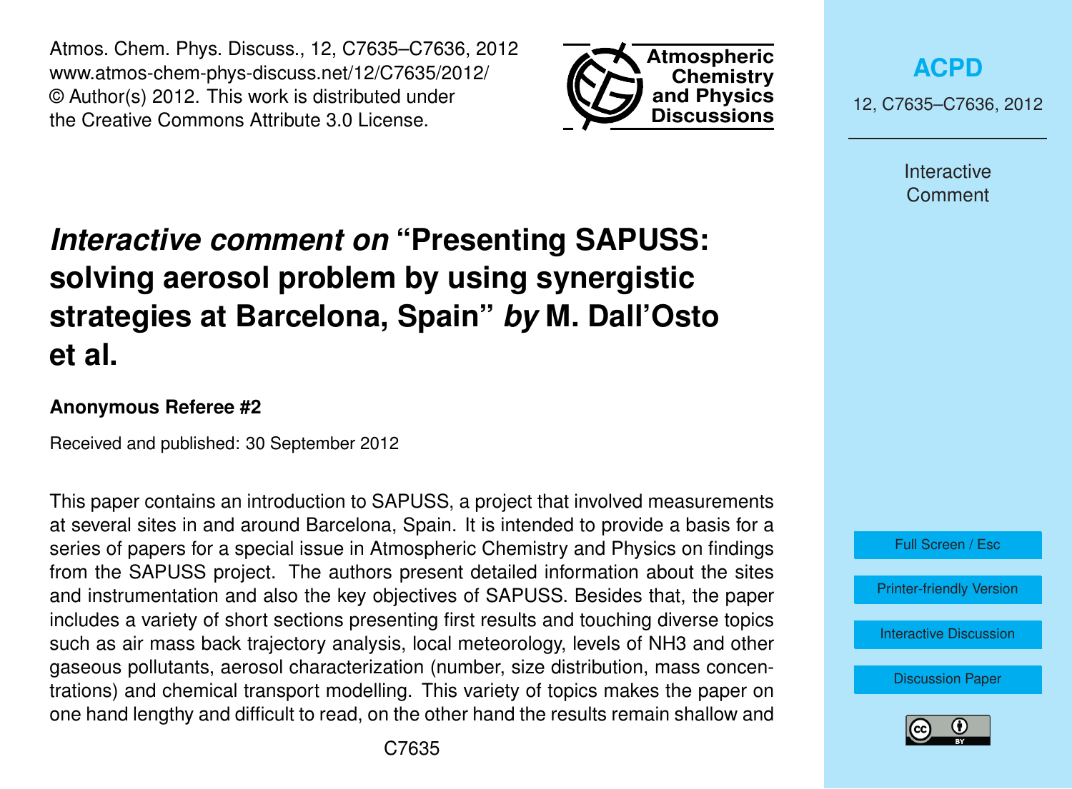# *Interactive comment on* "Presenting SAPUSS: solving aerosol problem by using synergistic strategies at Barcelona, Spain" *by* M. Dall'Osto et al.

**Anonymous Referee #2**

Received and published: 30 September 2012

This paper contains an introduction to SAPUSS, a project that involved measurements at several sites in and around Barcelona, Spain. It is intended to provide a basis for a series of papers for a special issue in Atmospheric Chemistry and Physics on findings from the SAPUSS project. The authors present detailed information about the sites and instrumentation and also the key objectives of SAPUSS. Besides that, the paper includes a variety of short sections presenting first results and touching diverse topics such as air mass back trajectory analysis, local meteorology, levels of $NH_3$ and other gaseous pollutants, aerosol characterization (number, size distribution, mass concentrations) and chemical transport modelling. This variety of topics makes the paper on one hand lengthy and difficult to read, on the other hand the results remain shallow and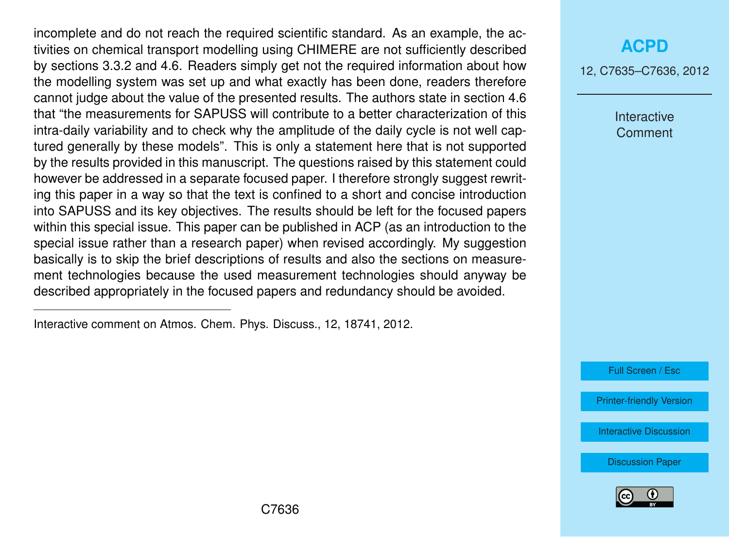incomplete and do not reach the required scientific standard. As an example, the activities on chemical transport modelling using CHIMERE are not sufficiently described by sections 3.3.2 and 4.6. Readers simply get not the required information about how the modelling system was set up and what exactly has been done, readers therefore cannot judge about the value of the presented results. The authors state in section 4.6 that "the measurements for SAPUSS will contribute to a better characterization of this intra-daily variability and to check why the amplitude of the daily cycle is not well captured generally by these models". This is only a statement here that is not supported by the results provided in this manuscript. The questions raised by this statement could however be addressed in a separate focused paper. I therefore strongly suggest rewriting this paper in a way so that the text is confined to a short and concise introduction into SAPUSS and its key objectives. The results should be left for the focused papers within this special issue. This paper can be published in ACP (as an introduction to the special issue rather than a research paper) when revised accordingly. My suggestion basically is to skip the brief descriptions of results and also the sections on measurement technologies because the used measurement technologies should anyway be described appropriately in the focused papers and redundancy should be avoided.

---

Interactive comment on Atmos. Chem. Phys. Discuss., 12, 18741, 2012.